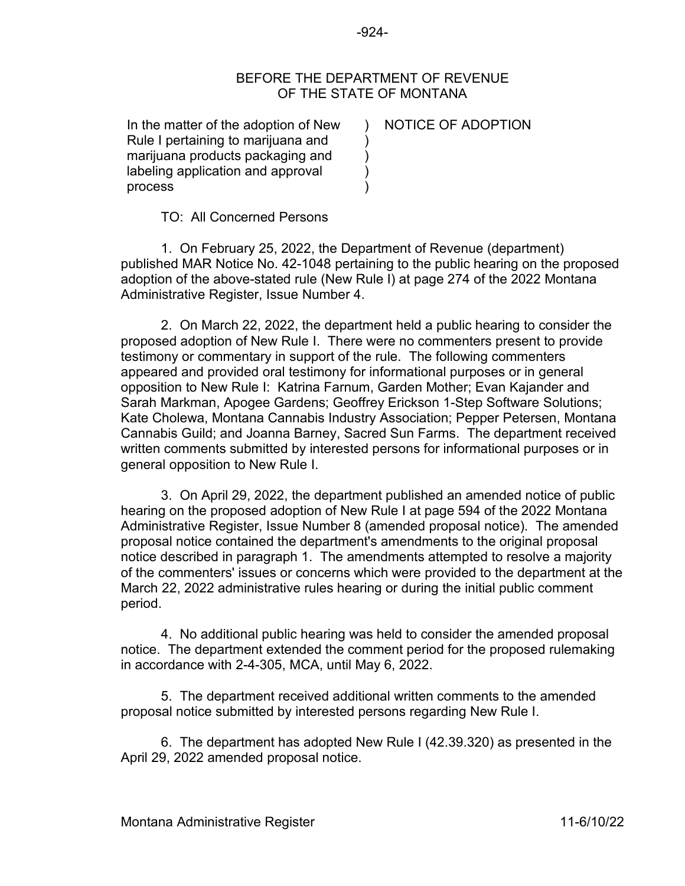BEFORE THE DEPARTMENT OF REVENUE
OF THE STATE OF MONTANA

| | | |
|---|---|---|
| In the matter of the adoption of New Rule I pertaining to marijuana and marijuana products packaging and labeling application and approval process | ) ) ) ) ) | NOTICE OF ADOPTION |

TO: All Concerned Persons

1. On February 25, 2022, the Department of Revenue (department) published MAR Notice No. 42-1048 pertaining to the public hearing on the proposed adoption of the above-stated rule (New Rule I) at page 274 of the 2022 Montana Administrative Register, Issue Number 4.

2. On March 22, 2022, the department held a public hearing to consider the proposed adoption of New Rule I. There were no commenters present to provide testimony or commentary in support of the rule. The following commenters appeared and provided oral testimony for informational purposes or in general opposition to New Rule I: Katrina Farnum, Garden Mother; Evan Kajander and Sarah Markman, Apogee Gardens; Geoffrey Erickson 1-Step Software Solutions; Kate Cholewa, Montana Cannabis Industry Association; Pepper Petersen, Montana Cannabis Guild; and Joanna Barney, Sacred Sun Farms. The department received written comments submitted by interested persons for informational purposes or in general opposition to New Rule I.

3. On April 29, 2022, the department published an amended notice of public hearing on the proposed adoption of New Rule I at page 594 of the 2022 Montana Administrative Register, Issue Number 8 (amended proposal notice). The amended proposal notice contained the department's amendments to the original proposal notice described in paragraph 1. The amendments attempted to resolve a majority of the commenters' issues or concerns which were provided to the department at the March 22, 2022 administrative rules hearing or during the initial public comment period.

4. No additional public hearing was held to consider the amended proposal notice. The department extended the comment period for the proposed rulemaking in accordance with 2-4-305, MCA, until May 6, 2022.

5. The department received additional written comments to the amended proposal notice submitted by interested persons regarding New Rule I.

6. The department has adopted New Rule I (42.39.320) as presented in the April 29, 2022 amended proposal notice.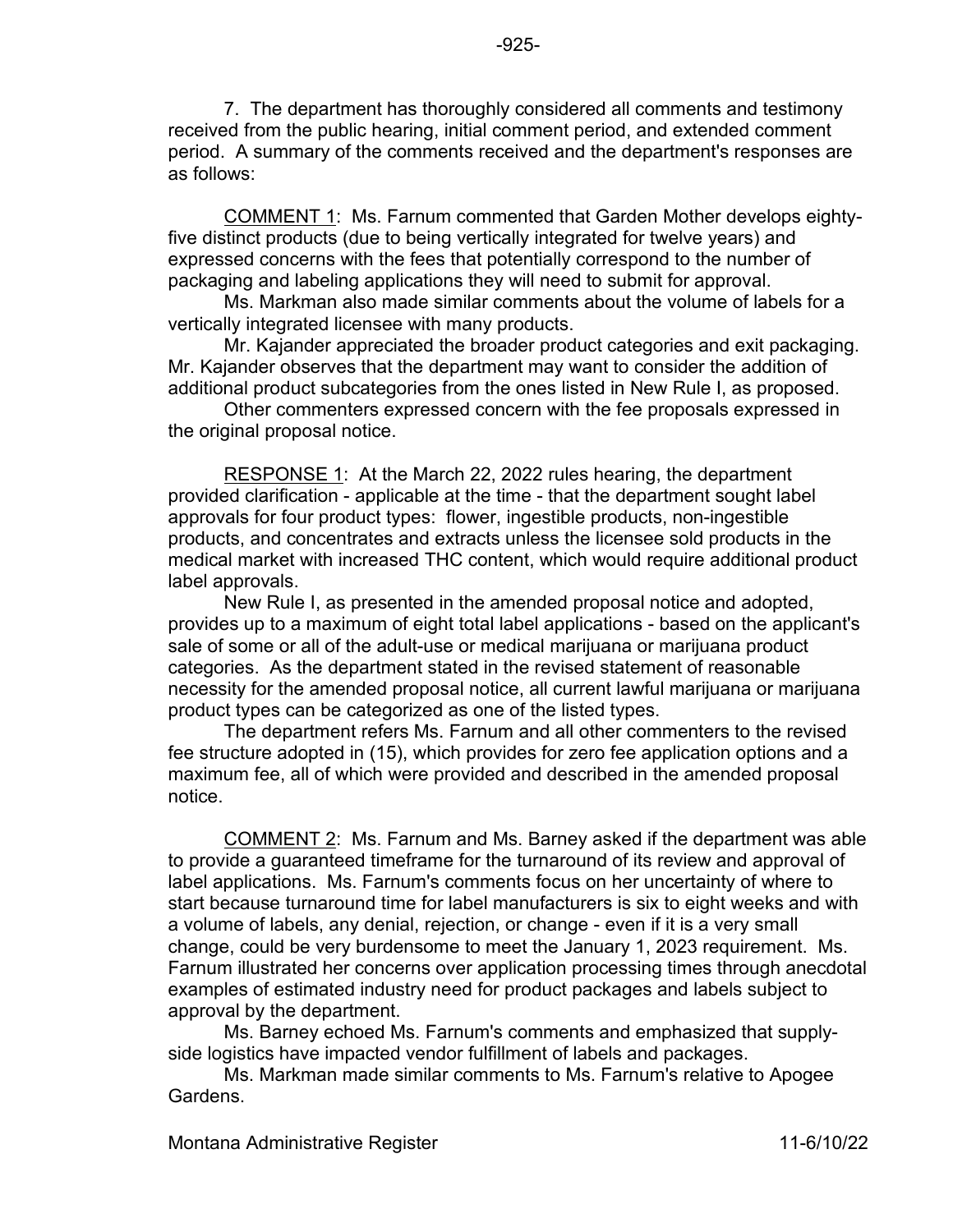7. The department has thoroughly considered all comments and testimony received from the public hearing, initial comment period, and extended comment period. A summary of the comments received and the department's responses are as follows:

COMMENT 1: Ms. Farnum commented that Garden Mother develops eighty-five distinct products (due to being vertically integrated for twelve years) and expressed concerns with the fees that potentially correspond to the number of packaging and labeling applications they will need to submit for approval.

Ms. Markman also made similar comments about the volume of labels for a vertically integrated licensee with many products.

Mr. Kajander appreciated the broader product categories and exit packaging. Mr. Kajander observes that the department may want to consider the addition of additional product subcategories from the ones listed in New Rule I, as proposed.

Other commenters expressed concern with the fee proposals expressed in the original proposal notice.

RESPONSE 1: At the March 22, 2022 rules hearing, the department provided clarification - applicable at the time - that the department sought label approvals for four product types: flower, ingestible products, non-ingestible products, and concentrates and extracts unless the licensee sold products in the medical market with increased THC content, which would require additional product label approvals.

New Rule I, as presented in the amended proposal notice and adopted, provides up to a maximum of eight total label applications - based on the applicant's sale of some or all of the adult-use or medical marijuana or marijuana product categories. As the department stated in the revised statement of reasonable necessity for the amended proposal notice, all current lawful marijuana or marijuana product types can be categorized as one of the listed types.

The department refers Ms. Farnum and all other commenters to the revised fee structure adopted in (15), which provides for zero fee application options and a maximum fee, all of which were provided and described in the amended proposal notice.

COMMENT 2: Ms. Farnum and Ms. Barney asked if the department was able to provide a guaranteed timeframe for the turnaround of its review and approval of label applications. Ms. Farnum's comments focus on her uncertainty of where to start because turnaround time for label manufacturers is six to eight weeks and with a volume of labels, any denial, rejection, or change - even if it is a very small change, could be very burdensome to meet the January 1, 2023 requirement. Ms. Farnum illustrated her concerns over application processing times through anecdotal examples of estimated industry need for product packages and labels subject to approval by the department.

Ms. Barney echoed Ms. Farnum's comments and emphasized that supply-side logistics have impacted vendor fulfillment of labels and packages.

Ms. Markman made similar comments to Ms. Farnum's relative to Apogee Gardens.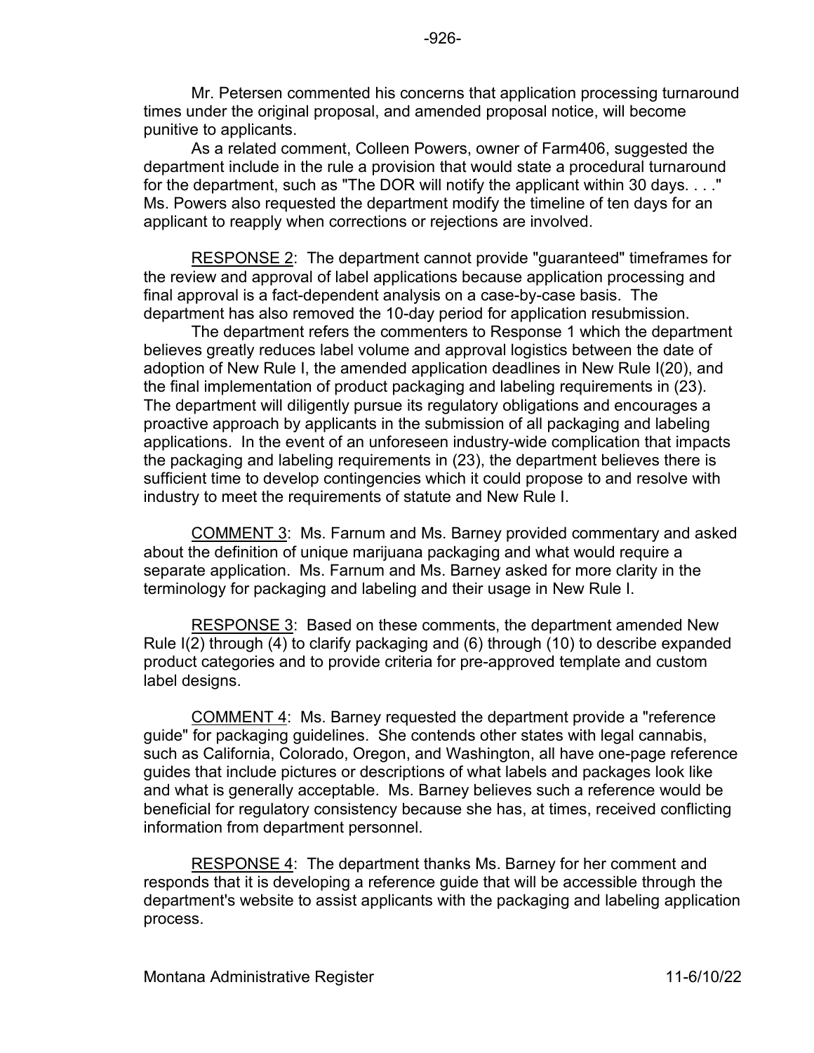Mr. Petersen commented his concerns that application processing turnaround times under the original proposal, and amended proposal notice, will become punitive to applicants.

As a related comment, Colleen Powers, owner of Farm406, suggested the department include in the rule a provision that would state a procedural turnaround for the department, such as "The DOR will notify the applicant within 30 days. . . ." Ms. Powers also requested the department modify the timeline of ten days for an applicant to reapply when corrections or rejections are involved.

RESPONSE 2: The department cannot provide "guaranteed" timeframes for the review and approval of label applications because application processing and final approval is a fact-dependent analysis on a case-by-case basis. The department has also removed the 10-day period for application resubmission.

The department refers the commenters to Response 1 which the department believes greatly reduces label volume and approval logistics between the date of adoption of New Rule I, the amended application deadlines in New Rule I(20), and the final implementation of product packaging and labeling requirements in (23). The department will diligently pursue its regulatory obligations and encourages a proactive approach by applicants in the submission of all packaging and labeling applications. In the event of an unforeseen industry-wide complication that impacts the packaging and labeling requirements in (23), the department believes there is sufficient time to develop contingencies which it could propose to and resolve with industry to meet the requirements of statute and New Rule I.

COMMENT 3: Ms. Farnum and Ms. Barney provided commentary and asked about the definition of unique marijuana packaging and what would require a separate application. Ms. Farnum and Ms. Barney asked for more clarity in the terminology for packaging and labeling and their usage in New Rule I.

RESPONSE 3: Based on these comments, the department amended New Rule I(2) through (4) to clarify packaging and (6) through (10) to describe expanded product categories and to provide criteria for pre-approved template and custom label designs.

COMMENT 4: Ms. Barney requested the department provide a "reference guide" for packaging guidelines. She contends other states with legal cannabis, such as California, Colorado, Oregon, and Washington, all have one-page reference guides that include pictures or descriptions of what labels and packages look like and what is generally acceptable. Ms. Barney believes such a reference would be beneficial for regulatory consistency because she has, at times, received conflicting information from department personnel.

RESPONSE 4: The department thanks Ms. Barney for her comment and responds that it is developing a reference guide that will be accessible through the department's website to assist applicants with the packaging and labeling application process.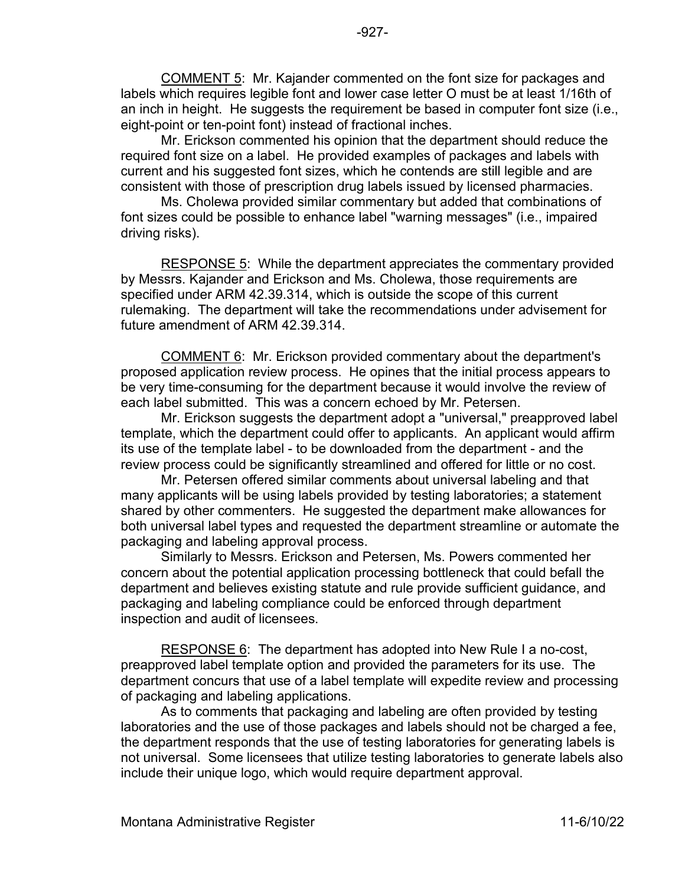COMMENT 5: Mr. Kajander commented on the font size for packages and labels which requires legible font and lower case letter O must be at least 1/16th of an inch in height. He suggests the requirement be based in computer font size (i.e., eight-point or ten-point font) instead of fractional inches.

Mr. Erickson commented his opinion that the department should reduce the required font size on a label. He provided examples of packages and labels with current and his suggested font sizes, which he contends are still legible and are consistent with those of prescription drug labels issued by licensed pharmacies.

Ms. Cholewa provided similar commentary but added that combinations of font sizes could be possible to enhance label "warning messages" (i.e., impaired driving risks).

RESPONSE 5: While the department appreciates the commentary provided by Messrs. Kajander and Erickson and Ms. Cholewa, those requirements are specified under ARM 42.39.314, which is outside the scope of this current rulemaking. The department will take the recommendations under advisement for future amendment of ARM 42.39.314.

COMMENT 6: Mr. Erickson provided commentary about the department's proposed application review process. He opines that the initial process appears to be very time-consuming for the department because it would involve the review of each label submitted. This was a concern echoed by Mr. Petersen.

Mr. Erickson suggests the department adopt a "universal," preapproved label template, which the department could offer to applicants. An applicant would affirm its use of the template label - to be downloaded from the department - and the review process could be significantly streamlined and offered for little or no cost.

Mr. Petersen offered similar comments about universal labeling and that many applicants will be using labels provided by testing laboratories; a statement shared by other commenters. He suggested the department make allowances for both universal label types and requested the department streamline or automate the packaging and labeling approval process.

Similarly to Messrs. Erickson and Petersen, Ms. Powers commented her concern about the potential application processing bottleneck that could befall the department and believes existing statute and rule provide sufficient guidance, and packaging and labeling compliance could be enforced through department inspection and audit of licensees.

RESPONSE 6: The department has adopted into New Rule I a no-cost, preapproved label template option and provided the parameters for its use. The department concurs that use of a label template will expedite review and processing of packaging and labeling applications.

As to comments that packaging and labeling are often provided by testing laboratories and the use of those packages and labels should not be charged a fee, the department responds that the use of testing laboratories for generating labels is not universal. Some licensees that utilize testing laboratories to generate labels also include their unique logo, which would require department approval.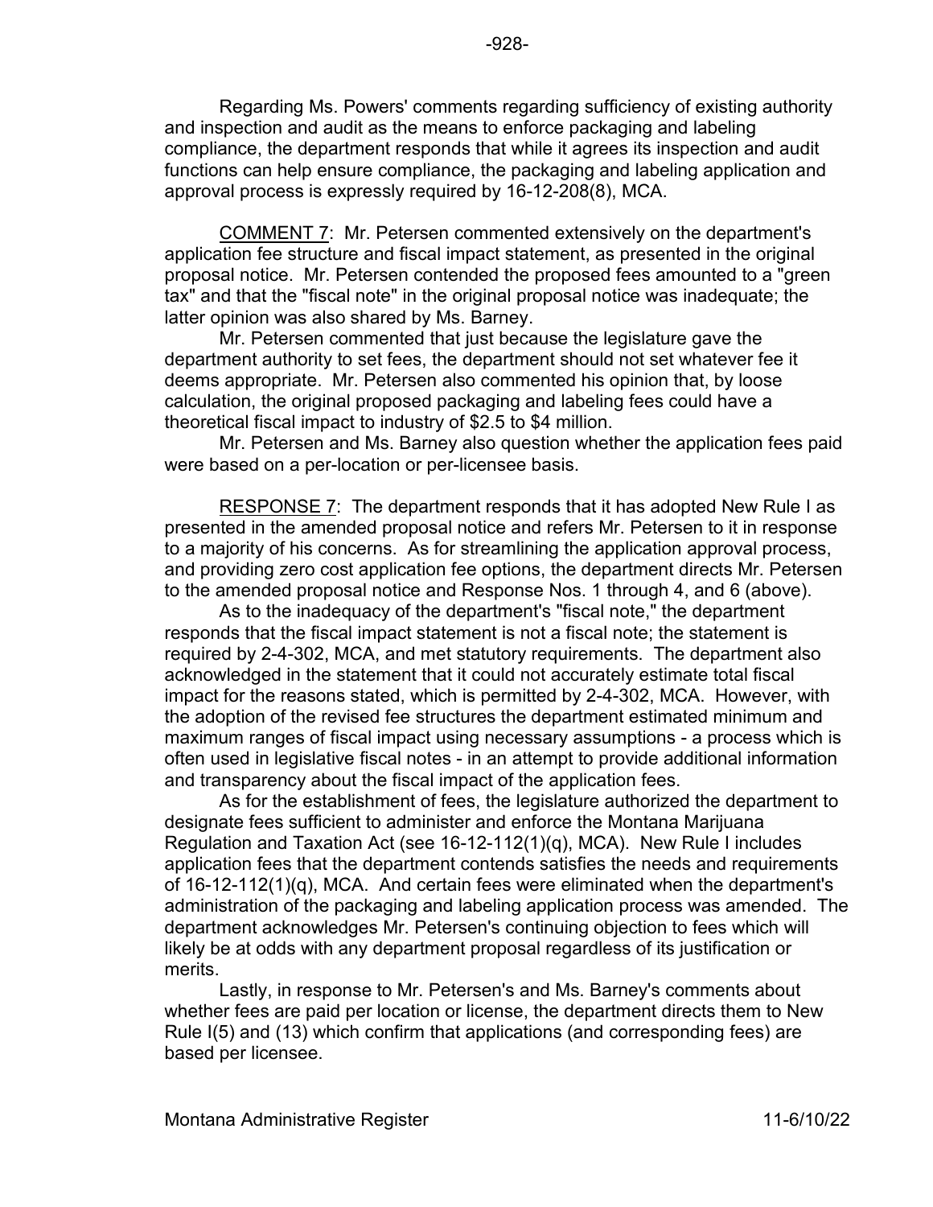Regarding Ms. Powers' comments regarding sufficiency of existing authority and inspection and audit as the means to enforce packaging and labeling compliance, the department responds that while it agrees its inspection and audit functions can help ensure compliance, the packaging and labeling application and approval process is expressly required by 16-12-208(8), MCA.

COMMENT 7: Mr. Petersen commented extensively on the department's application fee structure and fiscal impact statement, as presented in the original proposal notice. Mr. Petersen contended the proposed fees amounted to a "green tax" and that the "fiscal note" in the original proposal notice was inadequate; the latter opinion was also shared by Ms. Barney.

Mr. Petersen commented that just because the legislature gave the department authority to set fees, the department should not set whatever fee it deems appropriate. Mr. Petersen also commented his opinion that, by loose calculation, the original proposed packaging and labeling fees could have a theoretical fiscal impact to industry of $2.5 to $4 million.

Mr. Petersen and Ms. Barney also question whether the application fees paid were based on a per-location or per-licensee basis.

RESPONSE 7: The department responds that it has adopted New Rule I as presented in the amended proposal notice and refers Mr. Petersen to it in response to a majority of his concerns. As for streamlining the application approval process, and providing zero cost application fee options, the department directs Mr. Petersen to the amended proposal notice and Response Nos. 1 through 4, and 6 (above).

As to the inadequacy of the department's "fiscal note," the department responds that the fiscal impact statement is not a fiscal note; the statement is required by 2-4-302, MCA, and met statutory requirements. The department also acknowledged in the statement that it could not accurately estimate total fiscal impact for the reasons stated, which is permitted by 2-4-302, MCA. However, with the adoption of the revised fee structures the department estimated minimum and maximum ranges of fiscal impact using necessary assumptions - a process which is often used in legislative fiscal notes - in an attempt to provide additional information and transparency about the fiscal impact of the application fees.

As for the establishment of fees, the legislature authorized the department to designate fees sufficient to administer and enforce the Montana Marijuana Regulation and Taxation Act (see 16-12-112(1)(q), MCA). New Rule I includes application fees that the department contends satisfies the needs and requirements of 16-12-112(1)(q), MCA. And certain fees were eliminated when the department's administration of the packaging and labeling application process was amended. The department acknowledges Mr. Petersen's continuing objection to fees which will likely be at odds with any department proposal regardless of its justification or merits.

Lastly, in response to Mr. Petersen's and Ms. Barney's comments about whether fees are paid per location or license, the department directs them to New Rule I(5) and (13) which confirm that applications (and corresponding fees) are based per licensee.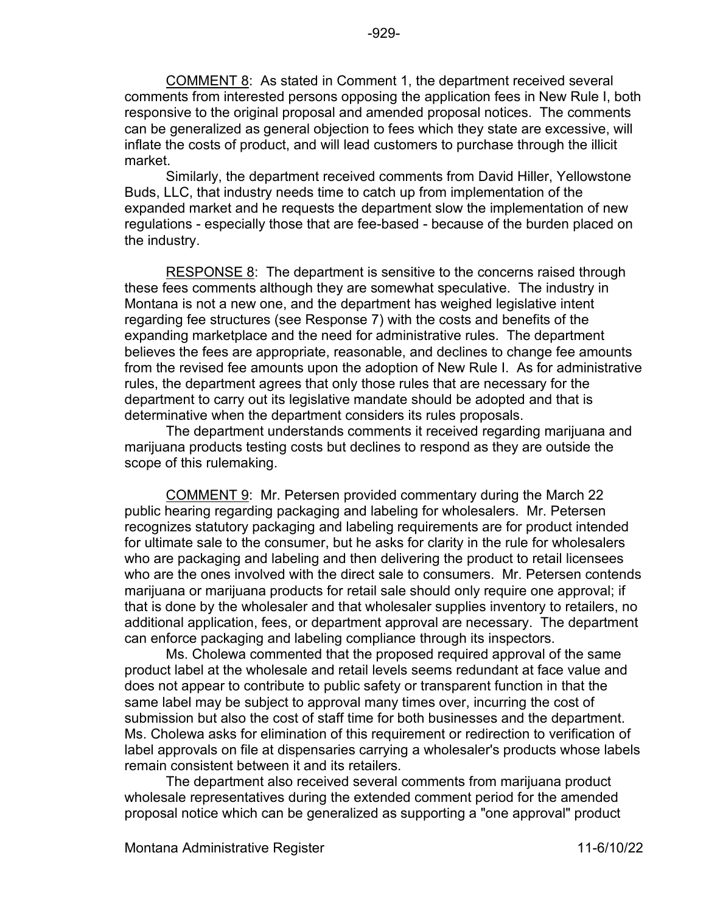COMMENT 8: As stated in Comment 1, the department received several comments from interested persons opposing the application fees in New Rule I, both responsive to the original proposal and amended proposal notices. The comments can be generalized as general objection to fees which they state are excessive, will inflate the costs of product, and will lead customers to purchase through the illicit market.

Similarly, the department received comments from David Hiller, Yellowstone Buds, LLC, that industry needs time to catch up from implementation of the expanded market and he requests the department slow the implementation of new regulations - especially those that are fee-based - because of the burden placed on the industry.

RESPONSE 8: The department is sensitive to the concerns raised through these fees comments although they are somewhat speculative. The industry in Montana is not a new one, and the department has weighed legislative intent regarding fee structures (see Response 7) with the costs and benefits of the expanding marketplace and the need for administrative rules. The department believes the fees are appropriate, reasonable, and declines to change fee amounts from the revised fee amounts upon the adoption of New Rule I. As for administrative rules, the department agrees that only those rules that are necessary for the department to carry out its legislative mandate should be adopted and that is determinative when the department considers its rules proposals.

The department understands comments it received regarding marijuana and marijuana products testing costs but declines to respond as they are outside the scope of this rulemaking.

COMMENT 9: Mr. Petersen provided commentary during the March 22 public hearing regarding packaging and labeling for wholesalers. Mr. Petersen recognizes statutory packaging and labeling requirements are for product intended for ultimate sale to the consumer, but he asks for clarity in the rule for wholesalers who are packaging and labeling and then delivering the product to retail licensees who are the ones involved with the direct sale to consumers. Mr. Petersen contends marijuana or marijuana products for retail sale should only require one approval; if that is done by the wholesaler and that wholesaler supplies inventory to retailers, no additional application, fees, or department approval are necessary. The department can enforce packaging and labeling compliance through its inspectors.

Ms. Cholewa commented that the proposed required approval of the same product label at the wholesale and retail levels seems redundant at face value and does not appear to contribute to public safety or transparent function in that the same label may be subject to approval many times over, incurring the cost of submission but also the cost of staff time for both businesses and the department. Ms. Cholewa asks for elimination of this requirement or redirection to verification of label approvals on file at dispensaries carrying a wholesaler's products whose labels remain consistent between it and its retailers.

The department also received several comments from marijuana product wholesale representatives during the extended comment period for the amended proposal notice which can be generalized as supporting a "one approval" product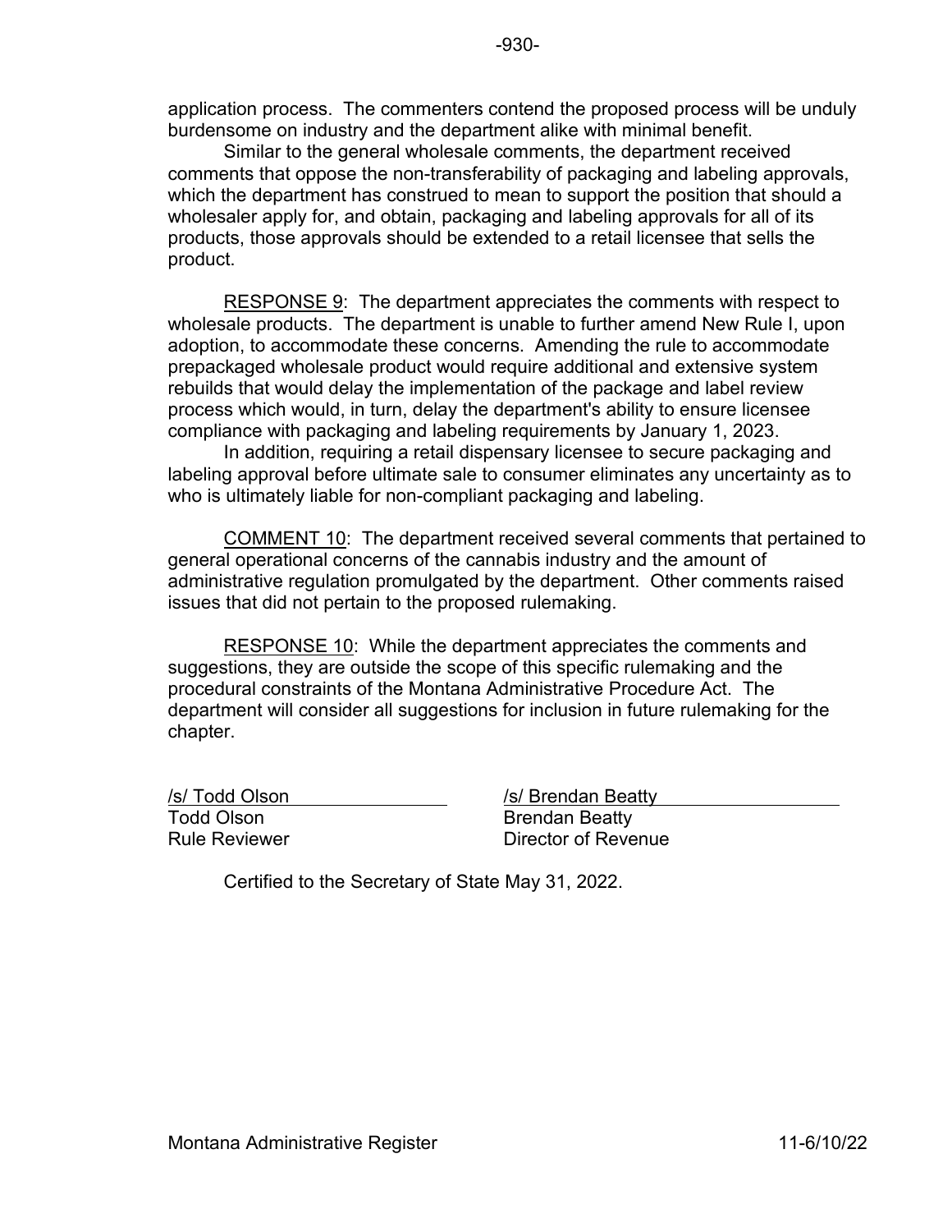application process. The commenters contend the proposed process will be unduly burdensome on industry and the department alike with minimal benefit.

Similar to the general wholesale comments, the department received comments that oppose the non-transferability of packaging and labeling approvals, which the department has construed to mean to support the position that should a wholesaler apply for, and obtain, packaging and labeling approvals for all of its products, those approvals should be extended to a retail licensee that sells the product.

RESPONSE 9: The department appreciates the comments with respect to wholesale products. The department is unable to further amend New Rule I, upon adoption, to accommodate these concerns. Amending the rule to accommodate prepackaged wholesale product would require additional and extensive system rebuilds that would delay the implementation of the package and label review process which would, in turn, delay the department's ability to ensure licensee compliance with packaging and labeling requirements by January 1, 2023.

In addition, requiring a retail dispensary licensee to secure packaging and labeling approval before ultimate sale to consumer eliminates any uncertainty as to who is ultimately liable for non-compliant packaging and labeling.

COMMENT 10: The department received several comments that pertained to general operational concerns of the cannabis industry and the amount of administrative regulation promulgated by the department. Other comments raised issues that did not pertain to the proposed rulemaking.

RESPONSE 10: While the department appreciates the comments and suggestions, they are outside the scope of this specific rulemaking and the procedural constraints of the Montana Administrative Procedure Act. The department will consider all suggestions for inclusion in future rulemaking for the chapter.

/s/ Todd Olson
Todd Olson
Rule Reviewer

/s/ Brendan Beatty
Brendan Beatty
Director of Revenue

Certified to the Secretary of State May 31, 2022.